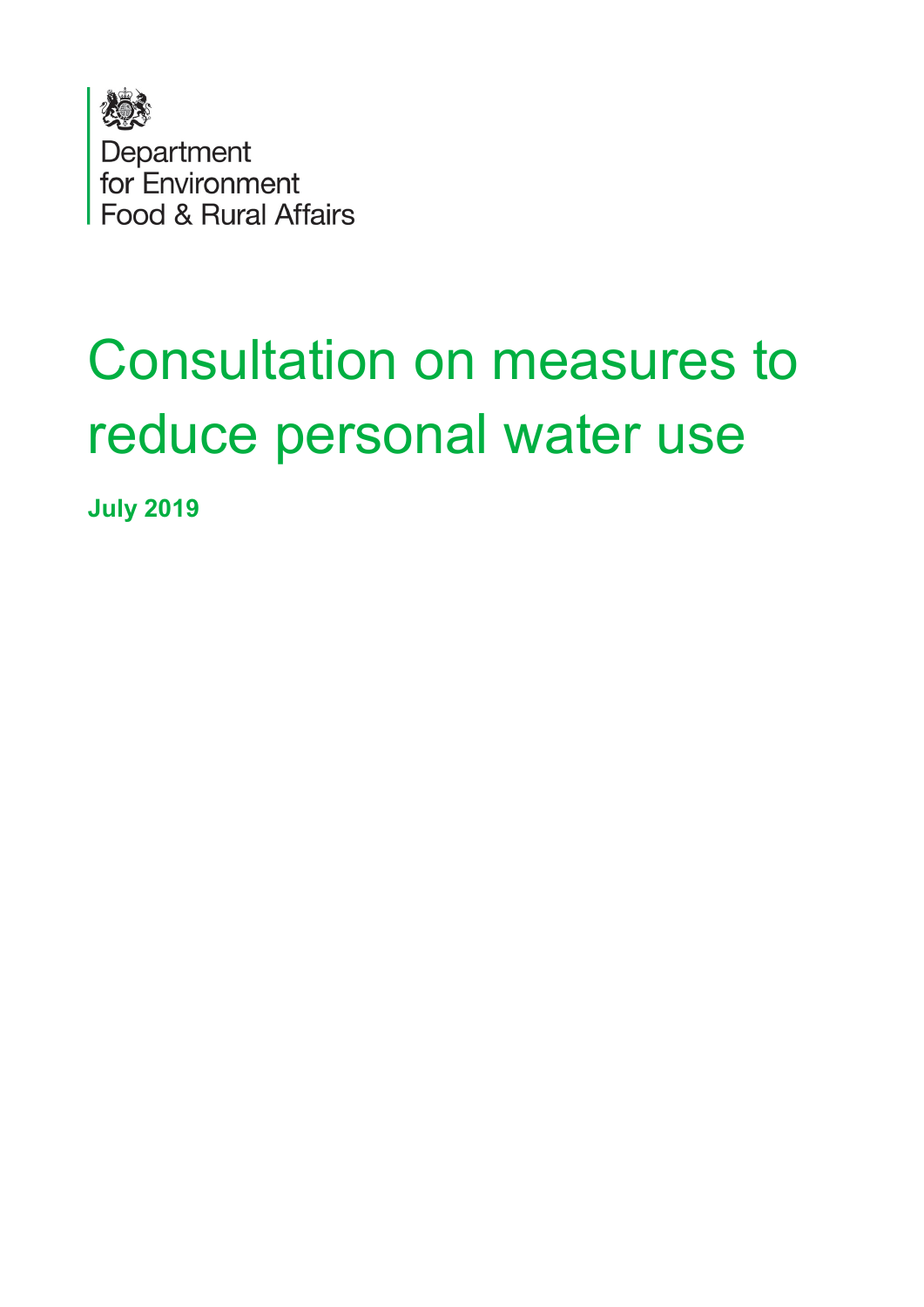Department
for Environment
Food & Rural Affairs

# Consultation on measures to reduce personal water use

**July 2019**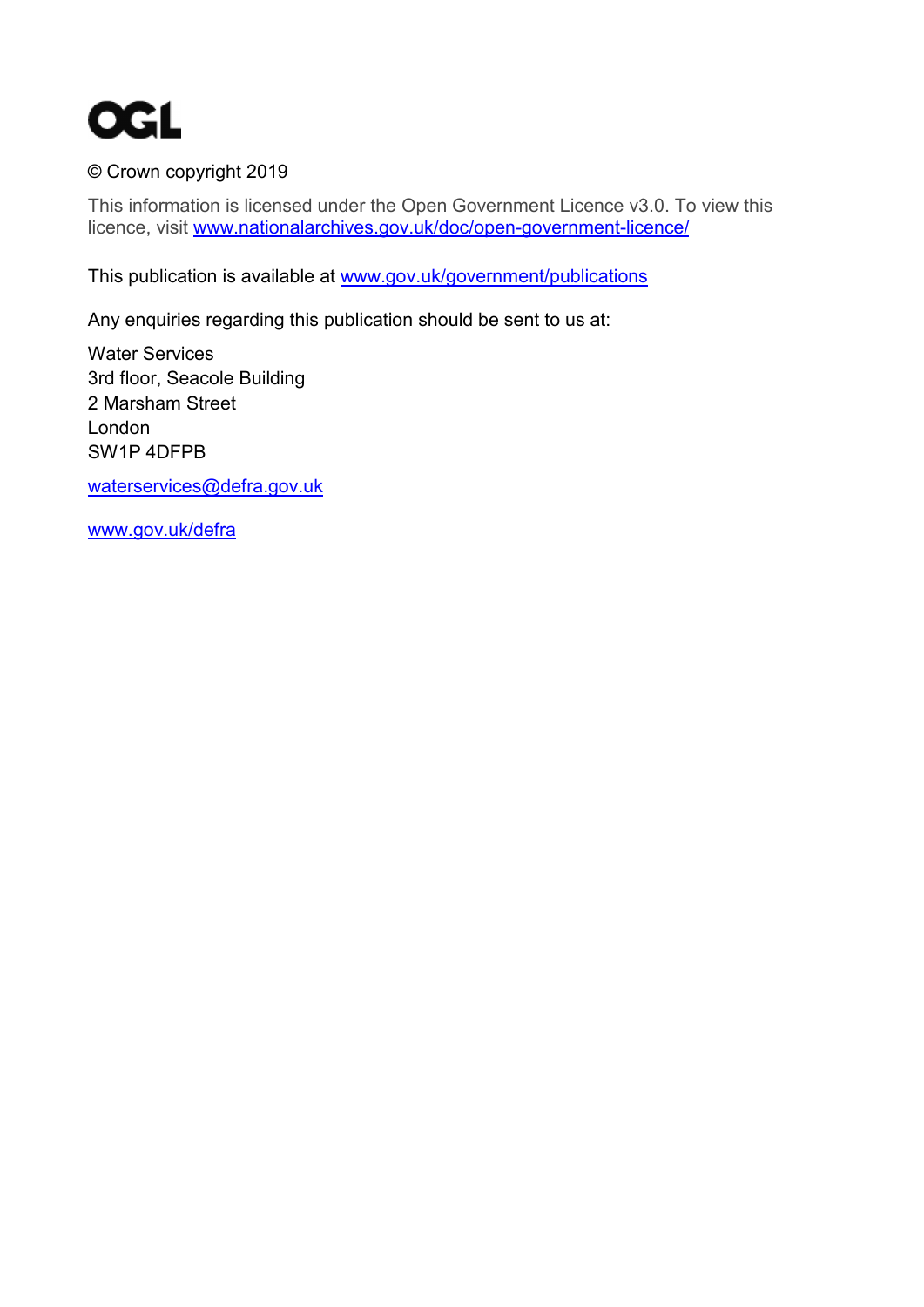OGL

© Crown copyright 2019

This information is licensed under the Open Government Licence v3.0. To view this licence, visit www.nationalarchives.gov.uk/doc/open-government-licence/

This publication is available at www.gov.uk/government/publications

Any enquiries regarding this publication should be sent to us at:

Water Services
3rd floor, Seacole Building
2 Marsham Street
London
SW1P 4DFPB

waterservices@defra.gov.uk

www.gov.uk/defra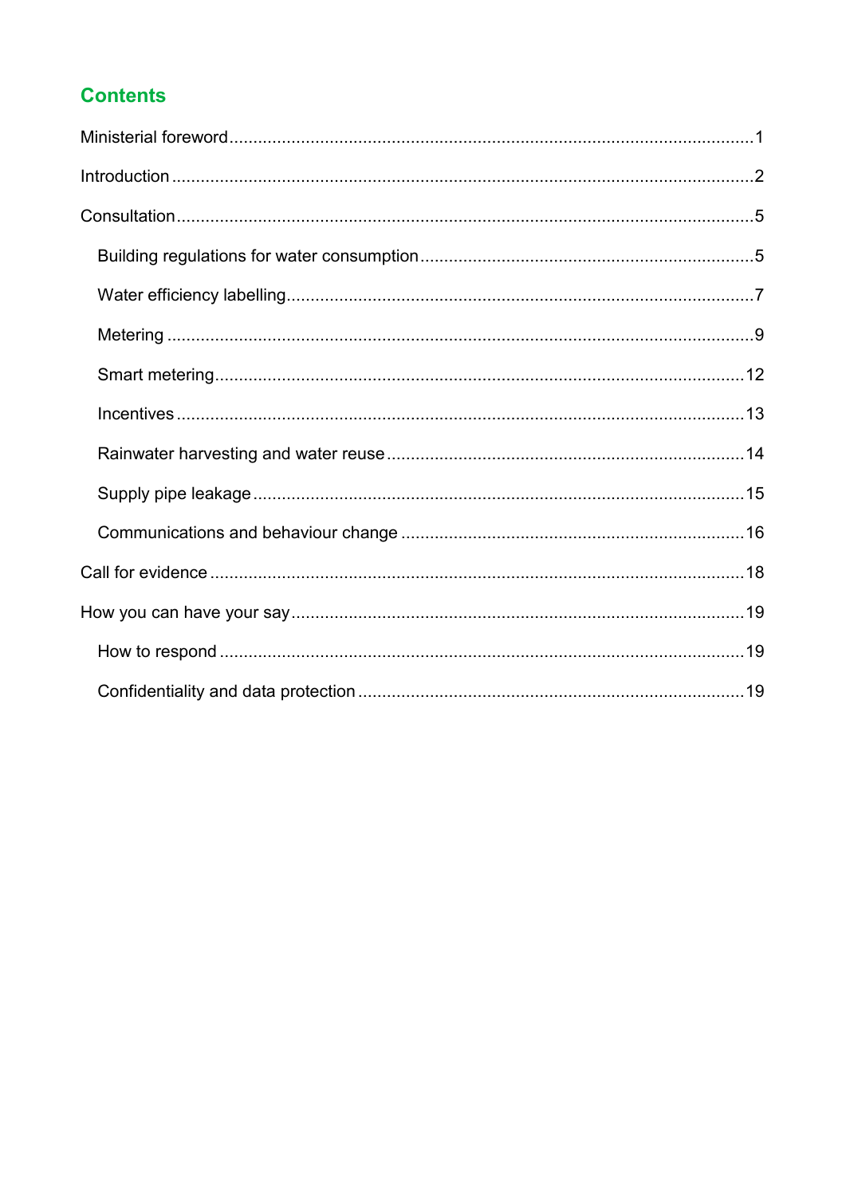## Contents

Ministerial foreword........................................................................................................1

Introduction....................................................................................................................2

Consultation...................................................................................................................5

- Building regulations for water consumption.............................................................5
- Water efficiency labelling.........................................................................................7
- Metering...................................................................................................................9
- Smart metering......................................................................................................12
- Incentives..............................................................................................................13
- Rainwater harvesting and water reuse...................................................................14
- Supply pipe leakage...............................................................................................15
- Communications and behaviour change................................................................16

Call for evidence..........................................................................................................18

How you can have your say.........................................................................................19

- How to respond......................................................................................................19
- Confidentiality and data protection........................................................................19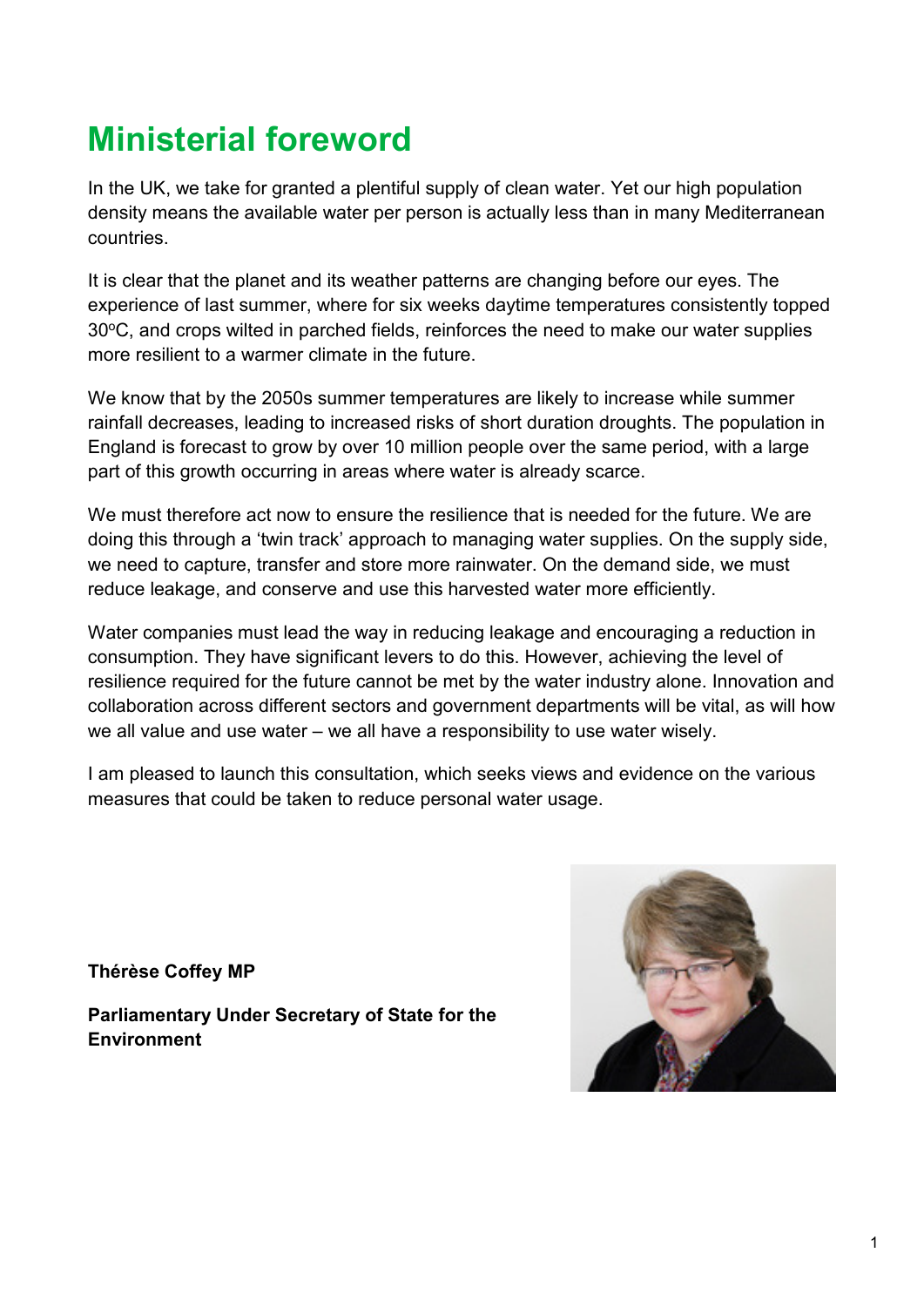# Ministerial foreword

In the UK, we take for granted a plentiful supply of clean water. Yet our high population density means the available water per person is actually less than in many Mediterranean countries.

It is clear that the planet and its weather patterns are changing before our eyes. The experience of last summer, where for six weeks daytime temperatures consistently topped 30$^{o}$C, and crops wilted in parched fields, reinforces the need to make our water supplies more resilient to a warmer climate in the future.

We know that by the 2050s summer temperatures are likely to increase while summer rainfall decreases, leading to increased risks of short duration droughts. The population in England is forecast to grow by over 10 million people over the same period, with a large part of this growth occurring in areas where water is already scarce.

We must therefore act now to ensure the resilience that is needed for the future. We are doing this through a 'twin track' approach to managing water supplies. On the supply side, we need to capture, transfer and store more rainwater. On the demand side, we must reduce leakage, and conserve and use this harvested water more efficiently.

Water companies must lead the way in reducing leakage and encouraging a reduction in consumption. They have significant levers to do this. However, achieving the level of resilience required for the future cannot be met by the water industry alone. Innovation and collaboration across different sectors and government departments will be vital, as will how we all value and use water – we all have a responsibility to use water wisely.

I am pleased to launch this consultation, which seeks views and evidence on the various measures that could be taken to reduce personal water usage.

**Thérèse Coffey MP**

**Parliamentary Under Secretary of State for the Environment**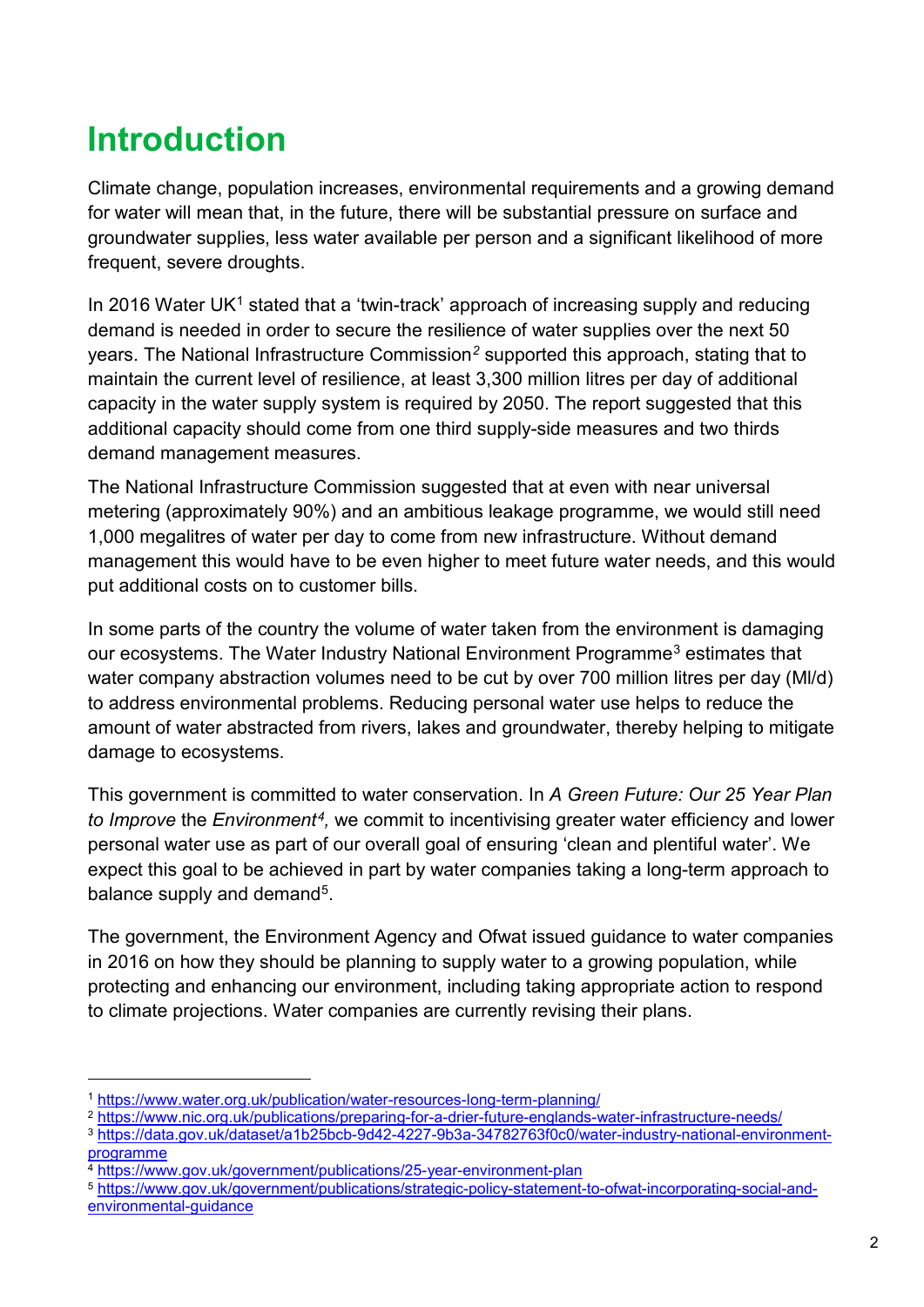# Introduction

Climate change, population increases, environmental requirements and a growing demand for water will mean that, in the future, there will be substantial pressure on surface and groundwater supplies, less water available per person and a significant likelihood of more frequent, severe droughts.

In 2016 Water UK[1] stated that a 'twin-track' approach of increasing supply and reducing demand is needed in order to secure the resilience of water supplies over the next 50 years. The National Infrastructure Commission[2] supported this approach, stating that to maintain the current level of resilience, at least 3,300 million litres per day of additional capacity in the water supply system is required by 2050. The report suggested that this additional capacity should come from one third supply-side measures and two thirds demand management measures.

The National Infrastructure Commission suggested that at even with near universal metering (approximately 90%) and an ambitious leakage programme, we would still need 1,000 megalitres of water per day to come from new infrastructure. Without demand management this would have to be even higher to meet future water needs, and this would put additional costs on to customer bills.

In some parts of the country the volume of water taken from the environment is damaging our ecosystems. The Water Industry National Environment Programme[3] estimates that water company abstraction volumes need to be cut by over 700 million litres per day (Ml/d) to address environmental problems. Reducing personal water use helps to reduce the amount of water abstracted from rivers, lakes and groundwater, thereby helping to mitigate damage to ecosystems.

This government is committed to water conservation. In *A Green Future: Our 25 Year Plan to Improve* the *Environment*[4]*,* we commit to incentivising greater water efficiency and lower personal water use as part of our overall goal of ensuring 'clean and plentiful water'. We expect this goal to be achieved in part by water companies taking a long-term approach to balance supply and demand[5].

The government, the Environment Agency and Ofwat issued guidance to water companies in 2016 on how they should be planning to supply water to a growing population, while protecting and enhancing our environment, including taking appropriate action to respond to climate projections. Water companies are currently revising their plans.

---

[1] https://www.water.org.uk/publication/water-resources-long-term-planning/

[2] https://www.nic.org.uk/publications/preparing-for-a-drier-future-englands-water-infrastructure-needs/

[3] https://data.gov.uk/dataset/a1b25bcb-9d42-4227-9b3a-34782763f0c0/water-industry-national-environment-programme

[4] https://www.gov.uk/government/publications/25-year-environment-plan

[5] https://www.gov.uk/government/publications/strategic-policy-statement-to-ofwat-incorporating-social-and-environmental-guidance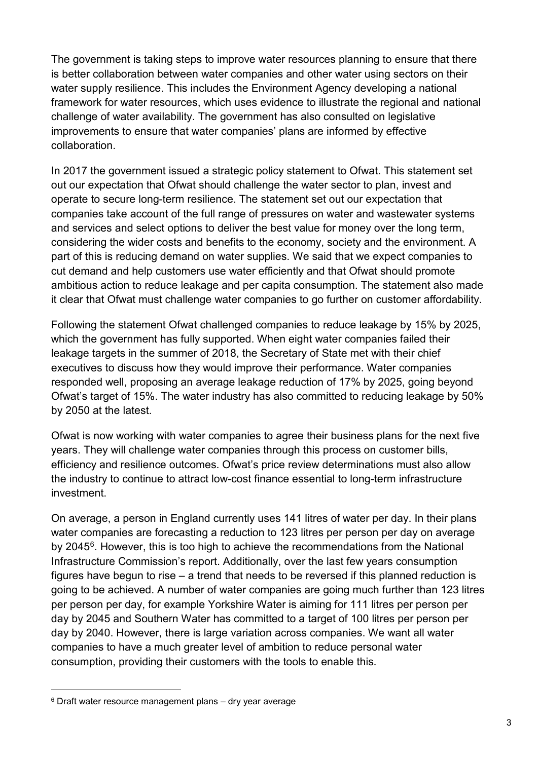The government is taking steps to improve water resources planning to ensure that there is better collaboration between water companies and other water using sectors on their water supply resilience. This includes the Environment Agency developing a national framework for water resources, which uses evidence to illustrate the regional and national challenge of water availability. The government has also consulted on legislative improvements to ensure that water companies' plans are informed by effective collaboration.

In 2017 the government issued a strategic policy statement to Ofwat. This statement set out our expectation that Ofwat should challenge the water sector to plan, invest and operate to secure long-term resilience. The statement set out our expectation that companies take account of the full range of pressures on water and wastewater systems and services and select options to deliver the best value for money over the long term, considering the wider costs and benefits to the economy, society and the environment. A part of this is reducing demand on water supplies. We said that we expect companies to cut demand and help customers use water efficiently and that Ofwat should promote ambitious action to reduce leakage and per capita consumption. The statement also made it clear that Ofwat must challenge water companies to go further on customer affordability.

Following the statement Ofwat challenged companies to reduce leakage by 15% by 2025, which the government has fully supported. When eight water companies failed their leakage targets in the summer of 2018, the Secretary of State met with their chief executives to discuss how they would improve their performance. Water companies responded well, proposing an average leakage reduction of 17% by 2025, going beyond Ofwat's target of 15%. The water industry has also committed to reducing leakage by 50% by 2050 at the latest.

Ofwat is now working with water companies to agree their business plans for the next five years. They will challenge water companies through this process on customer bills, efficiency and resilience outcomes. Ofwat's price review determinations must also allow the industry to continue to attract low-cost finance essential to long-term infrastructure investment.

On average, a person in England currently uses 141 litres of water per day. In their plans water companies are forecasting a reduction to 123 litres per person per day on average by 2045[6]. However, this is too high to achieve the recommendations from the National Infrastructure Commission's report. Additionally, over the last few years consumption figures have begun to rise – a trend that needs to be reversed if this planned reduction is going to be achieved. A number of water companies are going much further than 123 litres per person per day, for example Yorkshire Water is aiming for 111 litres per person per day by 2045 and Southern Water has committed to a target of 100 litres per person per day by 2040. However, there is large variation across companies. We want all water companies to have a much greater level of ambition to reduce personal water consumption, providing their customers with the tools to enable this.

[6] Draft water resource management plans – dry year average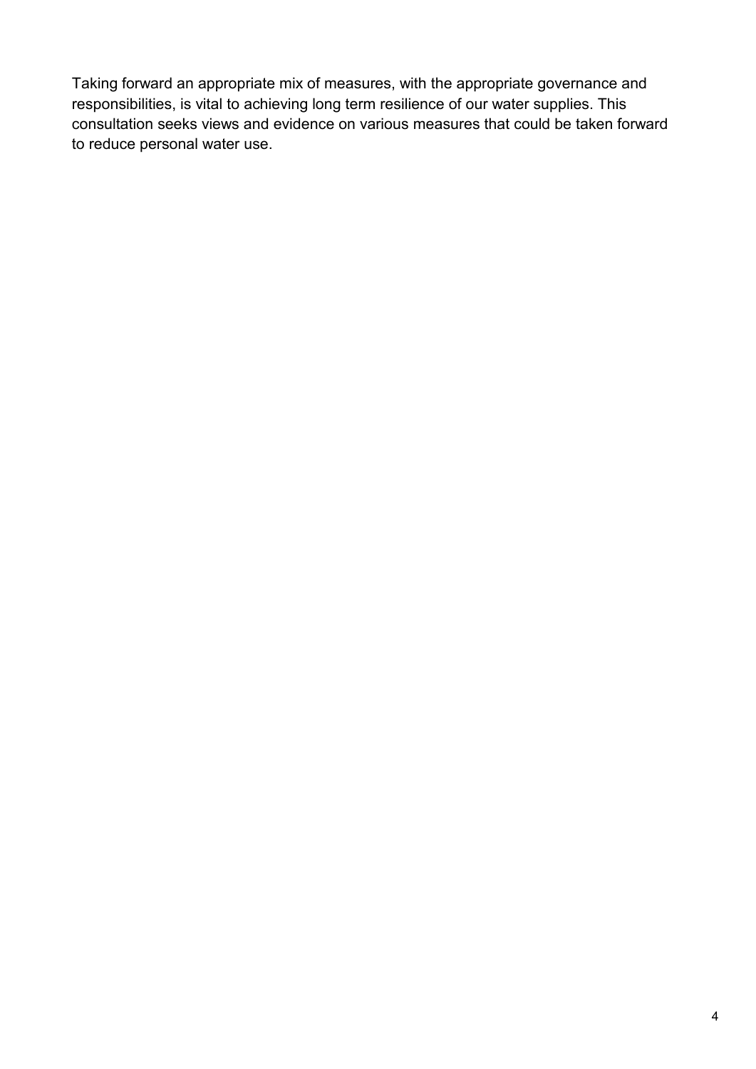Taking forward an appropriate mix of measures, with the appropriate governance and responsibilities, is vital to achieving long term resilience of our water supplies. This consultation seeks views and evidence on various measures that could be taken forward to reduce personal water use.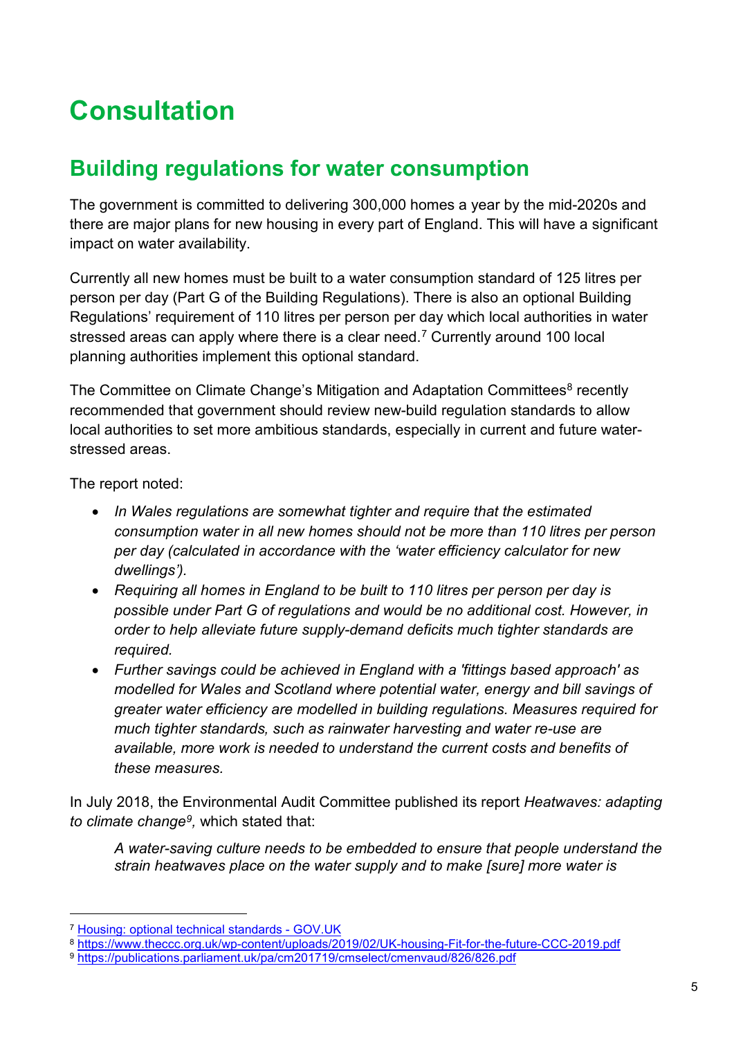# Consultation

## Building regulations for water consumption

The government is committed to delivering 300,000 homes a year by the mid-2020s and there are major plans for new housing in every part of England. This will have a significant impact on water availability.

Currently all new homes must be built to a water consumption standard of 125 litres per person per day (Part G of the Building Regulations). There is also an optional Building Regulations' requirement of 110 litres per person per day which local authorities in water stressed areas can apply where there is a clear need.[7] Currently around 100 local planning authorities implement this optional standard.

The Committee on Climate Change's Mitigation and Adaptation Committees[8] recently recommended that government should review new-build regulation standards to allow local authorities to set more ambitious standards, especially in current and future water-stressed areas.

The report noted:

- *In Wales regulations are somewhat tighter and require that the estimated consumption water in all new homes should not be more than 110 litres per person per day (calculated in accordance with the 'water efficiency calculator for new dwellings').*
- *Requiring all homes in England to be built to 110 litres per person per day is possible under Part G of regulations and would be no additional cost. However, in order to help alleviate future supply-demand deficits much tighter standards are required.*
- *Further savings could be achieved in England with a 'fittings based approach' as modelled for Wales and Scotland where potential water, energy and bill savings of greater water efficiency are modelled in building regulations. Measures required for much tighter standards, such as rainwater harvesting and water re-use are available, more work is needed to understand the current costs and benefits of these measures.*

In July 2018, the Environmental Audit Committee published its report *Heatwaves: adapting to climate change*[9], which stated that:

> *A water-saving culture needs to be embedded to ensure that people understand the strain heatwaves place on the water supply and to make [sure] more water is*

[7] Housing: optional technical standards - GOV.UK

[8] https://www.theccc.org.uk/wp-content/uploads/2019/02/UK-housing-Fit-for-the-future-CCC-2019.pdf

[9] https://publications.parliament.uk/pa/cm201719/cmselect/cmenvaud/826/826.pdf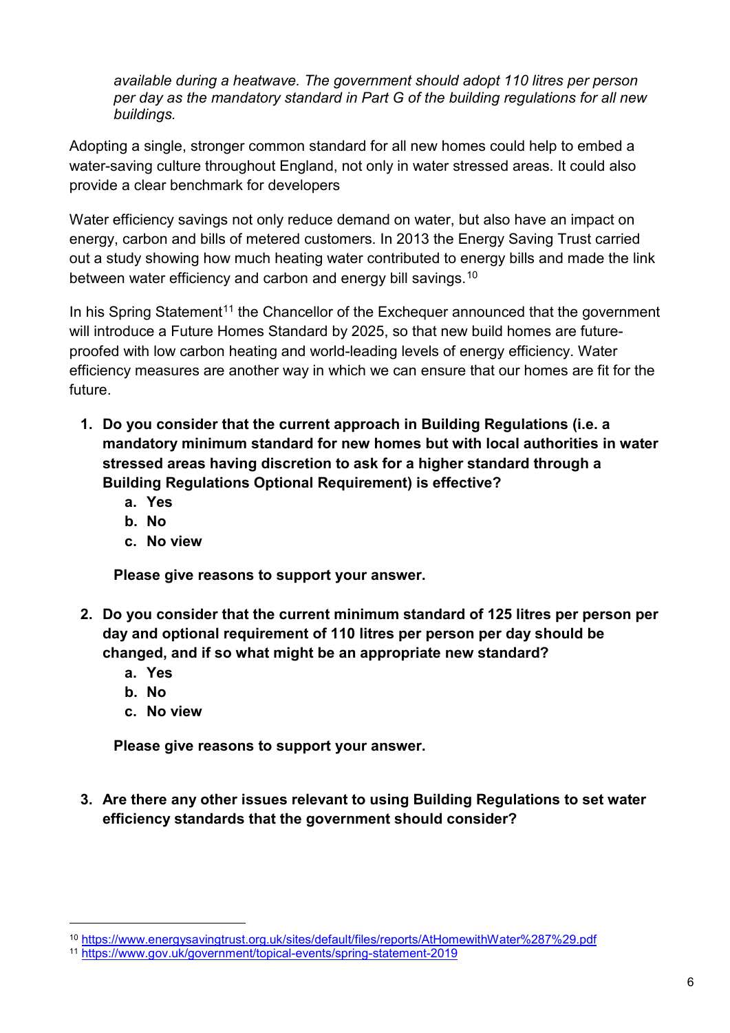*available during a heatwave. The government should adopt 110 litres per person per day as the mandatory standard in Part G of the building regulations for all new buildings.*

Adopting a single, stronger common standard for all new homes could help to embed a water-saving culture throughout England, not only in water stressed areas. It could also provide a clear benchmark for developers

Water efficiency savings not only reduce demand on water, but also have an impact on energy, carbon and bills of metered customers. In 2013 the Energy Saving Trust carried out a study showing how much heating water contributed to energy bills and made the link between water efficiency and carbon and energy bill savings.[10]

In his Spring Statement[11] the Chancellor of the Exchequer announced that the government will introduce a Future Homes Standard by 2025, so that new build homes are future-proofed with low carbon heating and world-leading levels of energy efficiency. Water efficiency measures are another way in which we can ensure that our homes are fit for the future.

1. **Do you consider that the current approach in Building Regulations (i.e. a mandatory minimum standard for new homes but with local authorities in water stressed areas having discretion to ask for a higher standard through a Building Regulations Optional Requirement) is effective?**
   a. **Yes**
   b. **No**
   c. **No view**

   **Please give reasons to support your answer.**

2. **Do you consider that the current minimum standard of 125 litres per person per day and optional requirement of 110 litres per person per day should be changed, and if so what might be an appropriate new standard?**
   a. **Yes**
   b. **No**
   c. **No view**

   **Please give reasons to support your answer.**

3. **Are there any other issues relevant to using Building Regulations to set water efficiency standards that the government should consider?**

---

[10] https://www.energysavingtrust.org.uk/sites/default/files/reports/AtHomewithWater%287%29.pdf

[11] https://www.gov.uk/government/topical-events/spring-statement-2019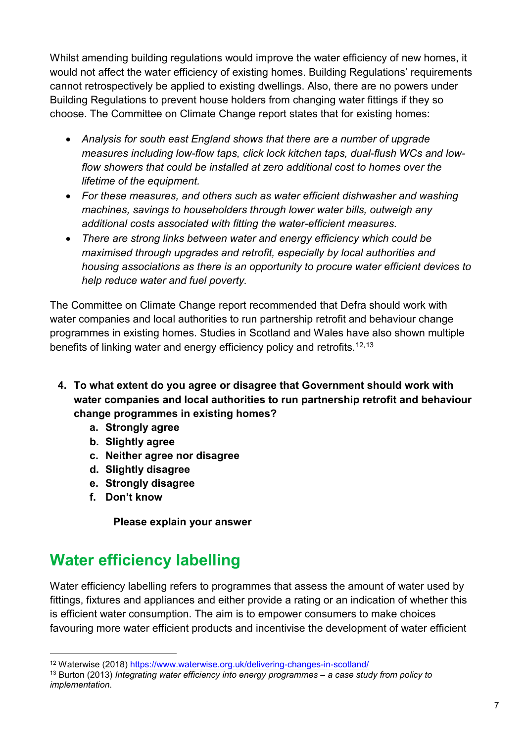Whilst amending building regulations would improve the water efficiency of new homes, it would not affect the water efficiency of existing homes. Building Regulations' requirements cannot retrospectively be applied to existing dwellings. Also, there are no powers under Building Regulations to prevent house holders from changing water fittings if they so choose. The Committee on Climate Change report states that for existing homes:

- *Analysis for south east England shows that there are a number of upgrade measures including low-flow taps, click lock kitchen taps, dual-flush WCs and low-flow showers that could be installed at zero additional cost to homes over the lifetime of the equipment.*
- *For these measures, and others such as water efficient dishwasher and washing machines, savings to householders through lower water bills, outweigh any additional costs associated with fitting the water-efficient measures.*
- *There are strong links between water and energy efficiency which could be maximised through upgrades and retrofit, especially by local authorities and housing associations as there is an opportunity to procure water efficient devices to help reduce water and fuel poverty.*

The Committee on Climate Change report recommended that Defra should work with water companies and local authorities to run partnership retrofit and behaviour change programmes in existing homes. Studies in Scotland and Wales have also shown multiple benefits of linking water and energy efficiency policy and retrofits.[12,13]

**4. To what extent do you agree or disagree that Government should work with water companies and local authorities to run partnership retrofit and behaviour change programmes in existing homes?**

   **a. Strongly agree**
   **b. Slightly agree**
   **c. Neither agree nor disagree**
   **d. Slightly disagree**
   **e. Strongly disagree**
   **f. Don't know**

   **Please explain your answer**

## Water efficiency labelling

Water efficiency labelling refers to programmes that assess the amount of water used by fittings, fixtures and appliances and either provide a rating or an indication of whether this is efficient water consumption. The aim is to empower consumers to make choices favouring more water efficient products and incentivise the development of water efficient

---

[12] Waterwise (2018) https://www.waterwise.org.uk/delivering-changes-in-scotland/

[13] Burton (2013) *Integrating water efficiency into energy programmes – a case study from policy to implementation.*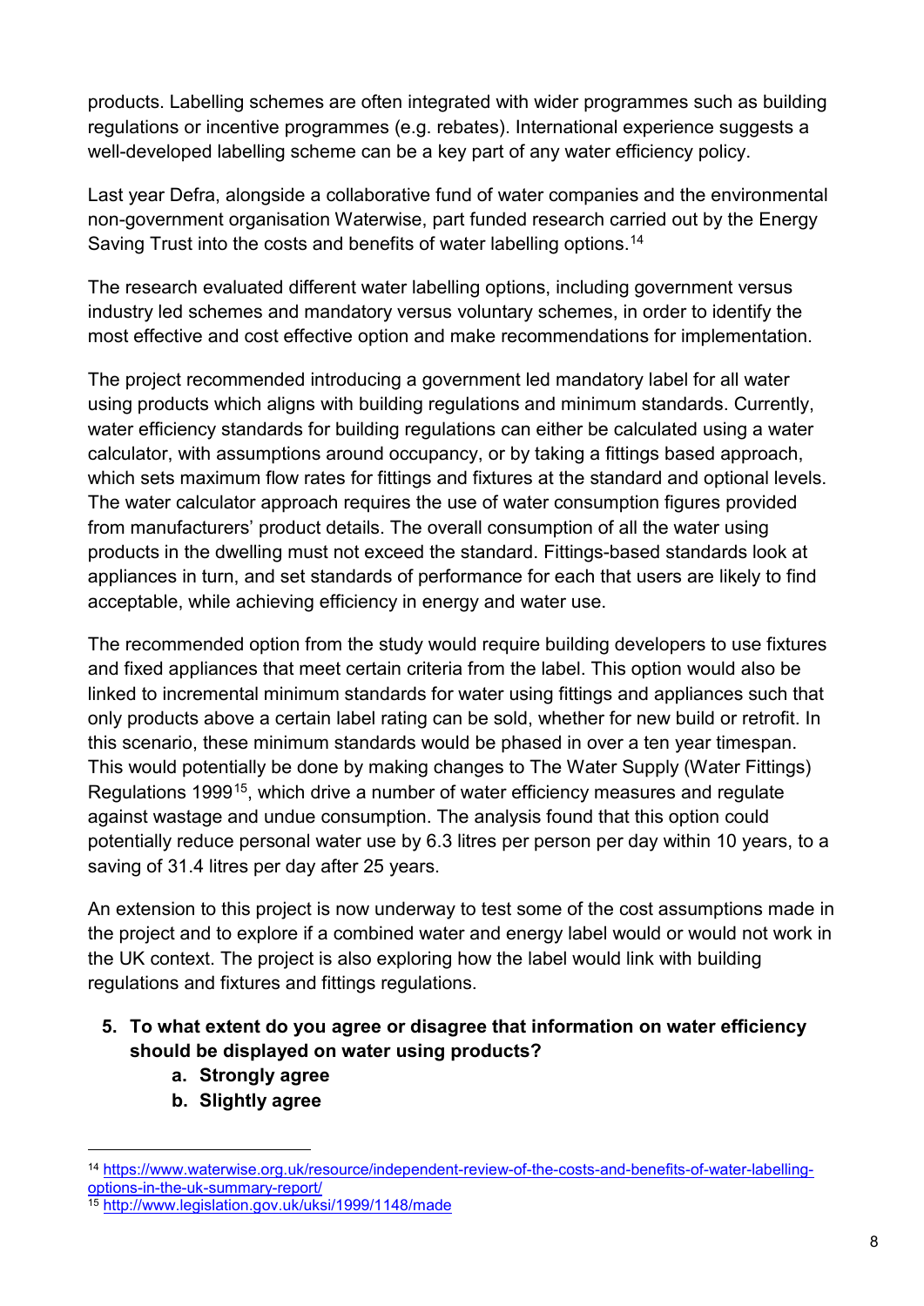products. Labelling schemes are often integrated with wider programmes such as building regulations or incentive programmes (e.g. rebates). International experience suggests a well-developed labelling scheme can be a key part of any water efficiency policy.

Last year Defra, alongside a collaborative fund of water companies and the environmental non-government organisation Waterwise, part funded research carried out by the Energy Saving Trust into the costs and benefits of water labelling options.[14]

The research evaluated different water labelling options, including government versus industry led schemes and mandatory versus voluntary schemes, in order to identify the most effective and cost effective option and make recommendations for implementation.

The project recommended introducing a government led mandatory label for all water using products which aligns with building regulations and minimum standards. Currently, water efficiency standards for building regulations can either be calculated using a water calculator, with assumptions around occupancy, or by taking a fittings based approach, which sets maximum flow rates for fittings and fixtures at the standard and optional levels. The water calculator approach requires the use of water consumption figures provided from manufacturers' product details. The overall consumption of all the water using products in the dwelling must not exceed the standard. Fittings-based standards look at appliances in turn, and set standards of performance for each that users are likely to find acceptable, while achieving efficiency in energy and water use.

The recommended option from the study would require building developers to use fixtures and fixed appliances that meet certain criteria from the label. This option would also be linked to incremental minimum standards for water using fittings and appliances such that only products above a certain label rating can be sold, whether for new build or retrofit. In this scenario, these minimum standards would be phased in over a ten year timespan. This would potentially be done by making changes to The Water Supply (Water Fittings) Regulations 1999[15], which drive a number of water efficiency measures and regulate against wastage and undue consumption. The analysis found that this option could potentially reduce personal water use by 6.3 litres per person per day within 10 years, to a saving of 31.4 litres per day after 25 years.

An extension to this project is now underway to test some of the cost assumptions made in the project and to explore if a combined water and energy label would or would not work in the UK context. The project is also exploring how the label would link with building regulations and fixtures and fittings regulations.

5. **To what extent do you agree or disagree that information on water efficiency should be displayed on water using products?**
    a. **Strongly agree**
    b. **Slightly agree**

---

[14] https://www.waterwise.org.uk/resource/independent-review-of-the-costs-and-benefits-of-water-labelling-options-in-the-uk-summary-report/

[15] http://www.legislation.gov.uk/uksi/1999/1148/made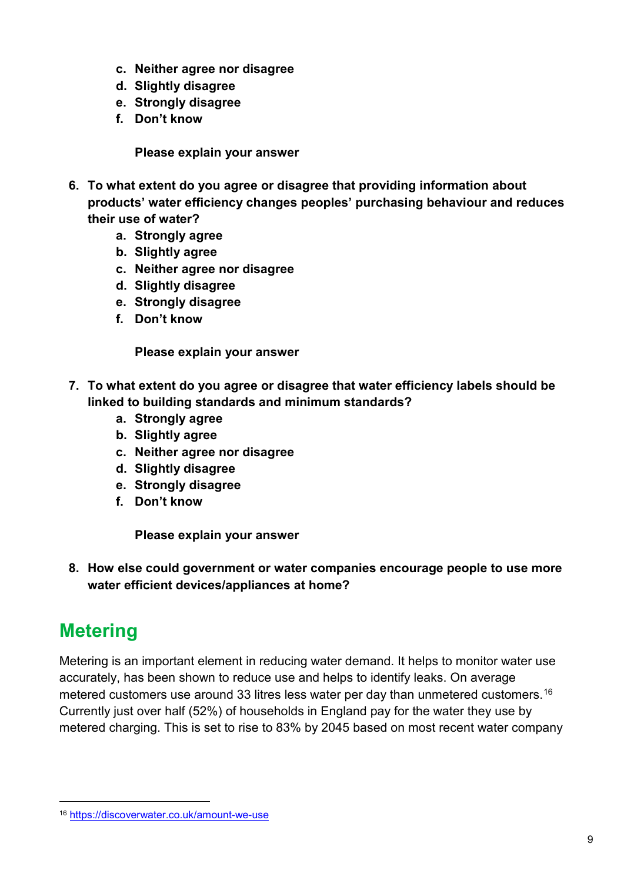c. **Neither agree nor disagree**
   d. **Slightly disagree**
   e. **Strongly disagree**
   f. **Don't know**

   **Please explain your answer**

6. **To what extent do you agree or disagree that providing information about products' water efficiency changes peoples' purchasing behaviour and reduces their use of water?**
   a. **Strongly agree**
   b. **Slightly agree**
   c. **Neither agree nor disagree**
   d. **Slightly disagree**
   e. **Strongly disagree**
   f. **Don't know**

   **Please explain your answer**

7. **To what extent do you agree or disagree that water efficiency labels should be linked to building standards and minimum standards?**
   a. **Strongly agree**
   b. **Slightly agree**
   c. **Neither agree nor disagree**
   d. **Slightly disagree**
   e. **Strongly disagree**
   f. **Don't know**

   **Please explain your answer**

8. **How else could government or water companies encourage people to use more water efficient devices/appliances at home?**

## Metering

Metering is an important element in reducing water demand. It helps to monitor water use accurately, has been shown to reduce use and helps to identify leaks. On average metered customers use around 33 litres less water per day than unmetered customers.[16] Currently just over half (52%) of households in England pay for the water they use by metered charging. This is set to rise to 83% by 2045 based on most recent water company

[16] https://discoverwater.co.uk/amount-we-use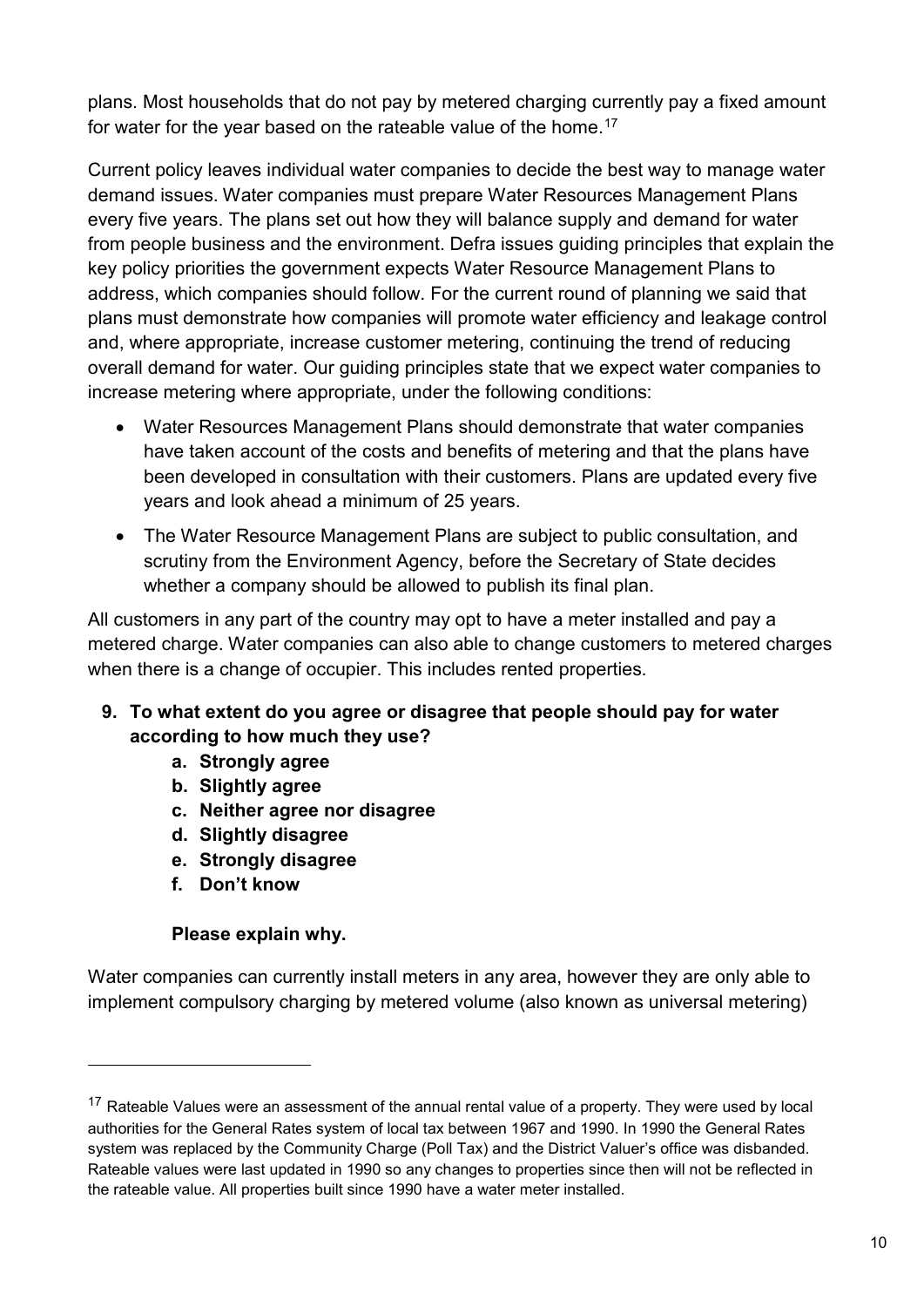plans. Most households that do not pay by metered charging currently pay a fixed amount for water for the year based on the rateable value of the home.[17]

Current policy leaves individual water companies to decide the best way to manage water demand issues. Water companies must prepare Water Resources Management Plans every five years. The plans set out how they will balance supply and demand for water from people business and the environment. Defra issues guiding principles that explain the key policy priorities the government expects Water Resource Management Plans to address, which companies should follow. For the current round of planning we said that plans must demonstrate how companies will promote water efficiency and leakage control and, where appropriate, increase customer metering, continuing the trend of reducing overall demand for water. Our guiding principles state that we expect water companies to increase metering where appropriate, under the following conditions:

- Water Resources Management Plans should demonstrate that water companies have taken account of the costs and benefits of metering and that the plans have been developed in consultation with their customers. Plans are updated every five years and look ahead a minimum of 25 years.
- The Water Resource Management Plans are subject to public consultation, and scrutiny from the Environment Agency, before the Secretary of State decides whether a company should be allowed to publish its final plan.

All customers in any part of the country may opt to have a meter installed and pay a metered charge. Water companies can also able to change customers to metered charges when there is a change of occupier. This includes rented properties.

9. **To what extent do you agree or disagree that people should pay for water according to how much they use?**
    a. **Strongly agree**
    b. **Slightly agree**
    c. **Neither agree nor disagree**
    d. **Slightly disagree**
    e. **Strongly disagree**
    f. **Don't know**

    **Please explain why.**

Water companies can currently install meters in any area, however they are only able to implement compulsory charging by metered volume (also known as universal metering)

[17] Rateable Values were an assessment of the annual rental value of a property. They were used by local authorities for the General Rates system of local tax between 1967 and 1990. In 1990 the General Rates system was replaced by the Community Charge (Poll Tax) and the District Valuer's office was disbanded. Rateable values were last updated in 1990 so any changes to properties since then will not be reflected in the rateable value. All properties built since 1990 have a water meter installed.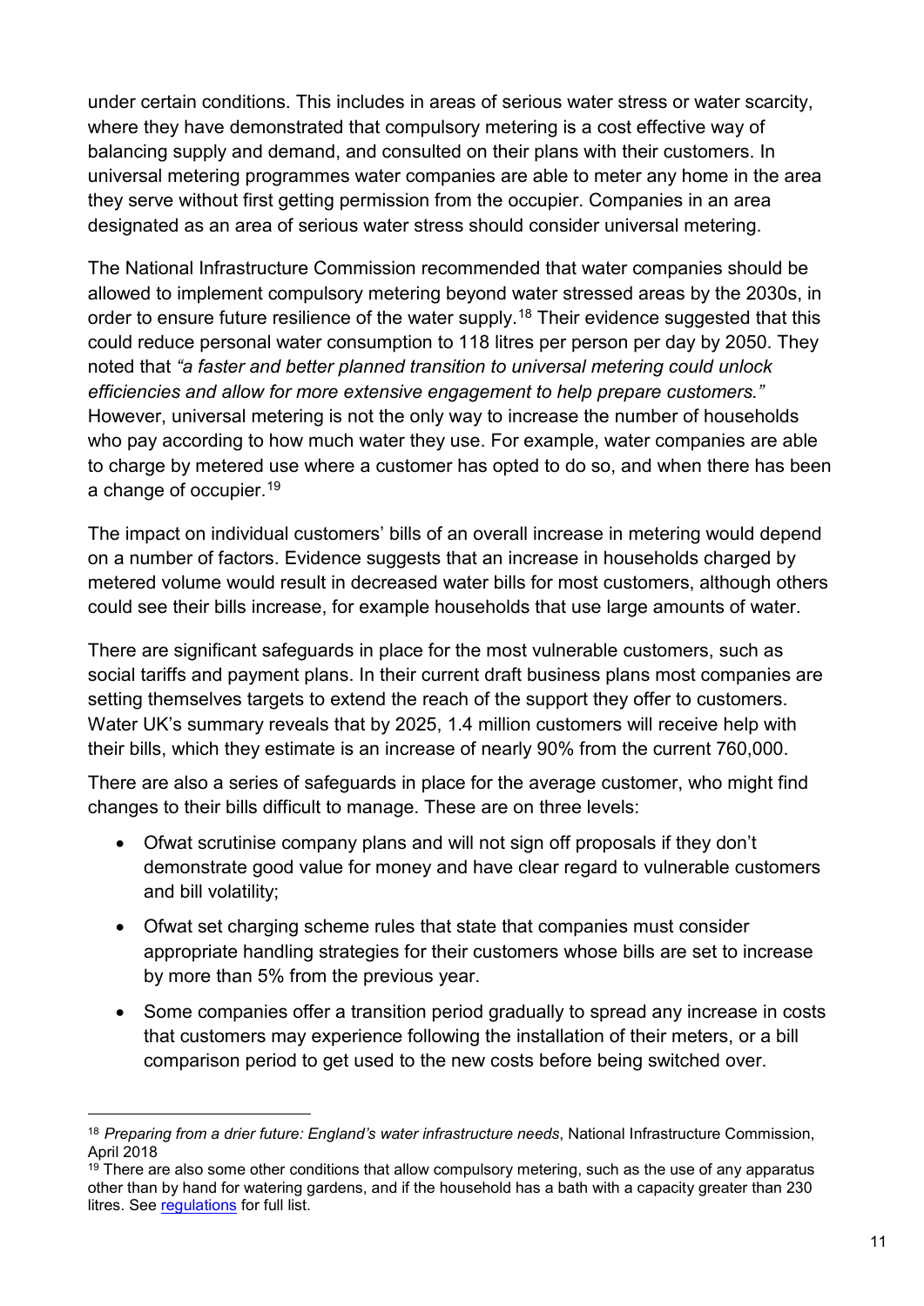under certain conditions. This includes in areas of serious water stress or water scarcity, where they have demonstrated that compulsory metering is a cost effective way of balancing supply and demand, and consulted on their plans with their customers. In universal metering programmes water companies are able to meter any home in the area they serve without first getting permission from the occupier. Companies in an area designated as an area of serious water stress should consider universal metering.

The National Infrastructure Commission recommended that water companies should be allowed to implement compulsory metering beyond water stressed areas by the 2030s, in order to ensure future resilience of the water supply.[18] Their evidence suggested that this could reduce personal water consumption to 118 litres per person per day by 2050. They noted that *"a faster and better planned transition to universal metering could unlock efficiencies and allow for more extensive engagement to help prepare customers."* However, universal metering is not the only way to increase the number of households who pay according to how much water they use. For example, water companies are able to charge by metered use where a customer has opted to do so, and when there has been a change of occupier.[19]

The impact on individual customers' bills of an overall increase in metering would depend on a number of factors. Evidence suggests that an increase in households charged by metered volume would result in decreased water bills for most customers, although others could see their bills increase, for example households that use large amounts of water.

There are significant safeguards in place for the most vulnerable customers, such as social tariffs and payment plans. In their current draft business plans most companies are setting themselves targets to extend the reach of the support they offer to customers. Water UK's summary reveals that by 2025, 1.4 million customers will receive help with their bills, which they estimate is an increase of nearly 90% from the current 760,000.

There are also a series of safeguards in place for the average customer, who might find changes to their bills difficult to manage. These are on three levels:

- Ofwat scrutinise company plans and will not sign off proposals if they don't demonstrate good value for money and have clear regard to vulnerable customers and bill volatility;
- Ofwat set charging scheme rules that state that companies must consider appropriate handling strategies for their customers whose bills are set to increase by more than 5% from the previous year.
- Some companies offer a transition period gradually to spread any increase in costs that customers may experience following the installation of their meters, or a bill comparison period to get used to the new costs before being switched over.

---

[18] *Preparing from a drier future: England's water infrastructure needs*, National Infrastructure Commission, April 2018

[19] There are also some other conditions that allow compulsory metering, such as the use of any apparatus other than by hand for watering gardens, and if the household has a bath with a capacity greater than 230 litres. See regulations for full list.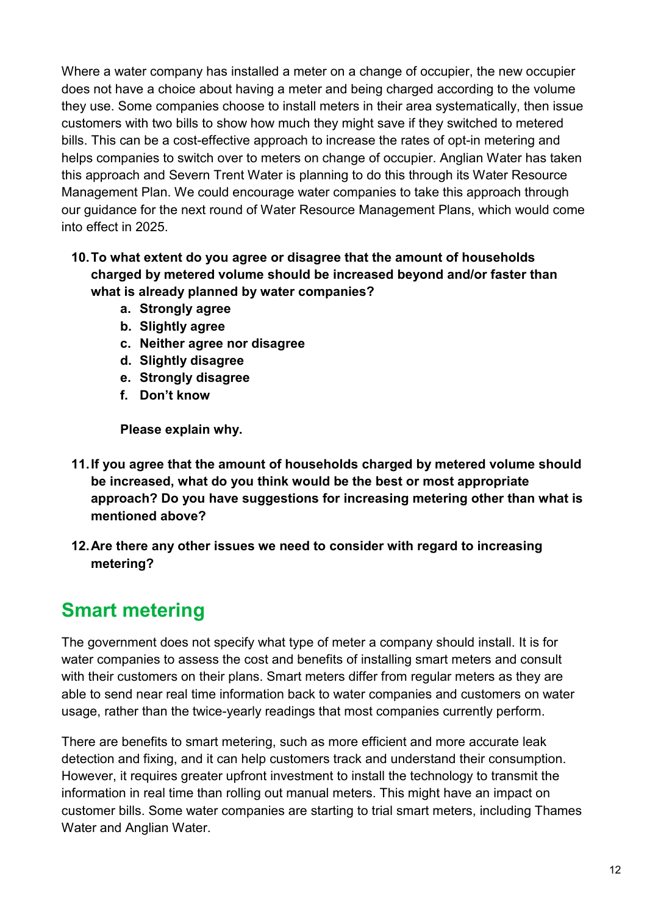Where a water company has installed a meter on a change of occupier, the new occupier does not have a choice about having a meter and being charged according to the volume they use. Some companies choose to install meters in their area systematically, then issue customers with two bills to show how much they might save if they switched to metered bills. This can be a cost-effective approach to increase the rates of opt-in metering and helps companies to switch over to meters on change of occupier. Anglian Water has taken this approach and Severn Trent Water is planning to do this through its Water Resource Management Plan. We could encourage water companies to take this approach through our guidance for the next round of Water Resource Management Plans, which would come into effect in 2025.

10. **To what extent do you agree or disagree that the amount of households charged by metered volume should be increased beyond and/or faster than what is already planned by water companies?**
    a. **Strongly agree**
    b. **Slightly agree**
    c. **Neither agree nor disagree**
    d. **Slightly disagree**
    e. **Strongly disagree**
    f. **Don't know**

    **Please explain why.**

11. **If you agree that the amount of households charged by metered volume should be increased, what do you think would be the best or most appropriate approach? Do you have suggestions for increasing metering other than what is mentioned above?**

12. **Are there any other issues we need to consider with regard to increasing metering?**

## Smart metering

The government does not specify what type of meter a company should install. It is for water companies to assess the cost and benefits of installing smart meters and consult with their customers on their plans. Smart meters differ from regular meters as they are able to send near real time information back to water companies and customers on water usage, rather than the twice-yearly readings that most companies currently perform.

There are benefits to smart metering, such as more efficient and more accurate leak detection and fixing, and it can help customers track and understand their consumption. However, it requires greater upfront investment to install the technology to transmit the information in real time than rolling out manual meters. This might have an impact on customer bills. Some water companies are starting to trial smart meters, including Thames Water and Anglian Water.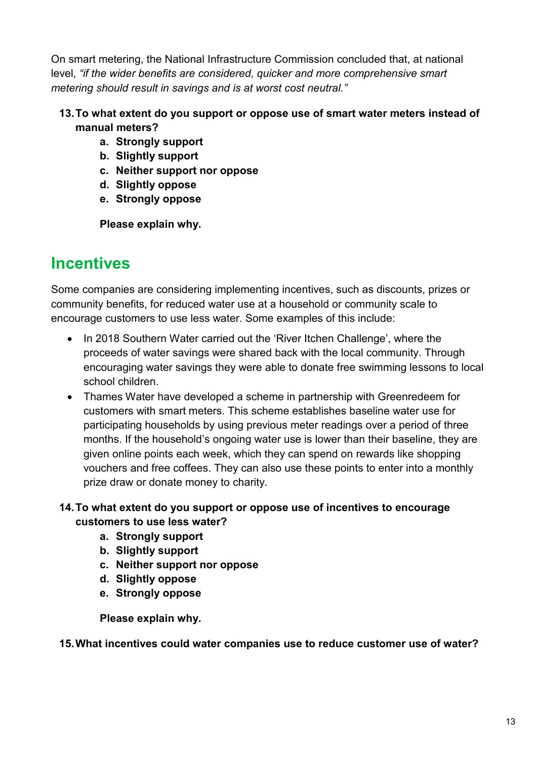On smart metering, the National Infrastructure Commission concluded that, at national level, *"if the wider benefits are considered, quicker and more comprehensive smart metering should result in savings and is at worst cost neutral."*

**13. To what extent do you support or oppose use of smart water meters instead of manual meters?**

- **a. Strongly support**
- **b. Slightly support**
- **c. Neither support nor oppose**
- **d. Slightly oppose**
- **e. Strongly oppose**

**Please explain why.**

## Incentives

Some companies are considering implementing incentives, such as discounts, prizes or community benefits, for reduced water use at a household or community scale to encourage customers to use less water. Some examples of this include:

- In 2018 Southern Water carried out the 'River Itchen Challenge', where the proceeds of water savings were shared back with the local community. Through encouraging water savings they were able to donate free swimming lessons to local school children.
- Thames Water have developed a scheme in partnership with Greenredeem for customers with smart meters. This scheme establishes baseline water use for participating households by using previous meter readings over a period of three months. If the household's ongoing water use is lower than their baseline, they are given online points each week, which they can spend on rewards like shopping vouchers and free coffees. They can also use these points to enter into a monthly prize draw or donate money to charity.

**14. To what extent do you support or oppose use of incentives to encourage customers to use less water?**

- **a. Strongly support**
- **b. Slightly support**
- **c. Neither support nor oppose**
- **d. Slightly oppose**
- **e. Strongly oppose**

**Please explain why.**

**15. What incentives could water companies use to reduce customer use of water?**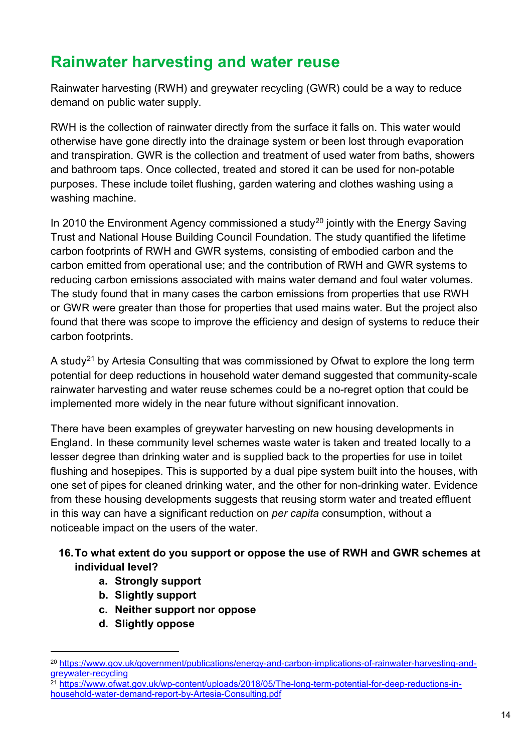# Rainwater harvesting and water reuse

Rainwater harvesting (RWH) and greywater recycling (GWR) could be a way to reduce demand on public water supply.

RWH is the collection of rainwater directly from the surface it falls on. This water would otherwise have gone directly into the drainage system or been lost through evaporation and transpiration. GWR is the collection and treatment of used water from baths, showers and bathroom taps. Once collected, treated and stored it can be used for non-potable purposes. These include toilet flushing, garden watering and clothes washing using a washing machine.

In 2010 the Environment Agency commissioned a study[20] jointly with the Energy Saving Trust and National House Building Council Foundation. The study quantified the lifetime carbon footprints of RWH and GWR systems, consisting of embodied carbon and the carbon emitted from operational use; and the contribution of RWH and GWR systems to reducing carbon emissions associated with mains water demand and foul water volumes. The study found that in many cases the carbon emissions from properties that use RWH or GWR were greater than those for properties that used mains water. But the project also found that there was scope to improve the efficiency and design of systems to reduce their carbon footprints.

A study[21] by Artesia Consulting that was commissioned by Ofwat to explore the long term potential for deep reductions in household water demand suggested that community-scale rainwater harvesting and water reuse schemes could be a no-regret option that could be implemented more widely in the near future without significant innovation.

There have been examples of greywater harvesting on new housing developments in England. In these community level schemes waste water is taken and treated locally to a lesser degree than drinking water and is supplied back to the properties for use in toilet flushing and hosepipes. This is supported by a dual pipe system built into the houses, with one set of pipes for cleaned drinking water, and the other for non-drinking water. Evidence from these housing developments suggests that reusing storm water and treated effluent in this way can have a significant reduction on *per capita* consumption, without a noticeable impact on the users of the water.

16. **To what extent do you support or oppose the use of RWH and GWR schemes at individual level?**
    a. **Strongly support**
    b. **Slightly support**
    c. **Neither support nor oppose**
    d. **Slightly oppose**

---

[20] https://www.gov.uk/government/publications/energy-and-carbon-implications-of-rainwater-harvesting-and-greywater-recycling

[21] https://www.ofwat.gov.uk/wp-content/uploads/2018/05/The-long-term-potential-for-deep-reductions-in-household-water-demand-report-by-Artesia-Consulting.pdf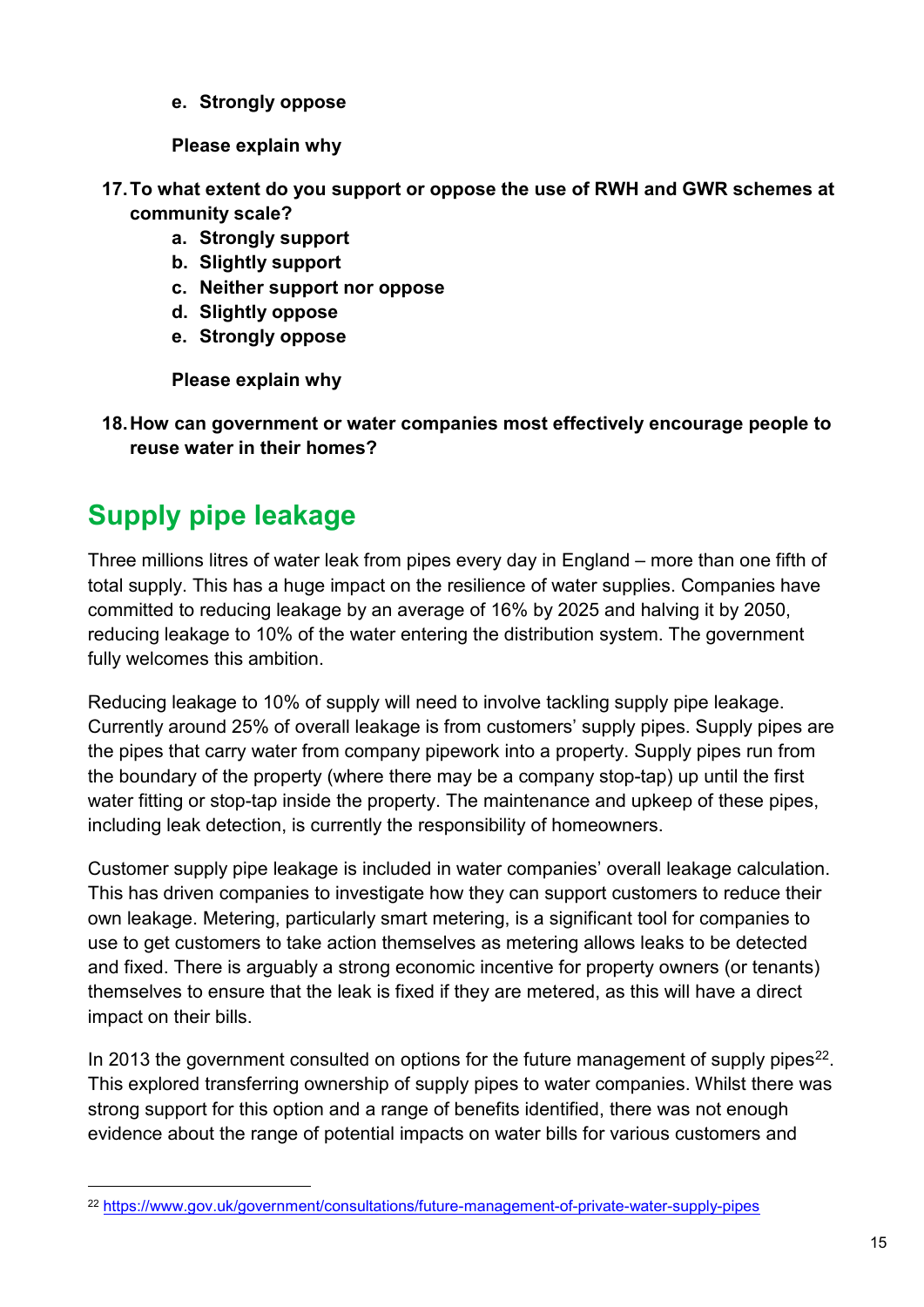e. **Strongly oppose**

   **Please explain why**

17. **To what extent do you support or oppose the use of RWH and GWR schemes at community scale?**
    a. **Strongly support**
    b. **Slightly support**
    c. **Neither support nor oppose**
    d. **Slightly oppose**
    e. **Strongly oppose**

    **Please explain why**

18. **How can government or water companies most effectively encourage people to reuse water in their homes?**

## Supply pipe leakage

Three millions litres of water leak from pipes every day in England – more than one fifth of total supply. This has a huge impact on the resilience of water supplies. Companies have committed to reducing leakage by an average of 16% by 2025 and halving it by 2050, reducing leakage to 10% of the water entering the distribution system. The government fully welcomes this ambition.

Reducing leakage to 10% of supply will need to involve tackling supply pipe leakage. Currently around 25% of overall leakage is from customers' supply pipes. Supply pipes are the pipes that carry water from company pipework into a property. Supply pipes run from the boundary of the property (where there may be a company stop-tap) up until the first water fitting or stop-tap inside the property. The maintenance and upkeep of these pipes, including leak detection, is currently the responsibility of homeowners.

Customer supply pipe leakage is included in water companies' overall leakage calculation. This has driven companies to investigate how they can support customers to reduce their own leakage. Metering, particularly smart metering, is a significant tool for companies to use to get customers to take action themselves as metering allows leaks to be detected and fixed. There is arguably a strong economic incentive for property owners (or tenants) themselves to ensure that the leak is fixed if they are metered, as this will have a direct impact on their bills.

In 2013 the government consulted on options for the future management of supply pipes[22]. This explored transferring ownership of supply pipes to water companies. Whilst there was strong support for this option and a range of benefits identified, there was not enough evidence about the range of potential impacts on water bills for various customers and

[22] https://www.gov.uk/government/consultations/future-management-of-private-water-supply-pipes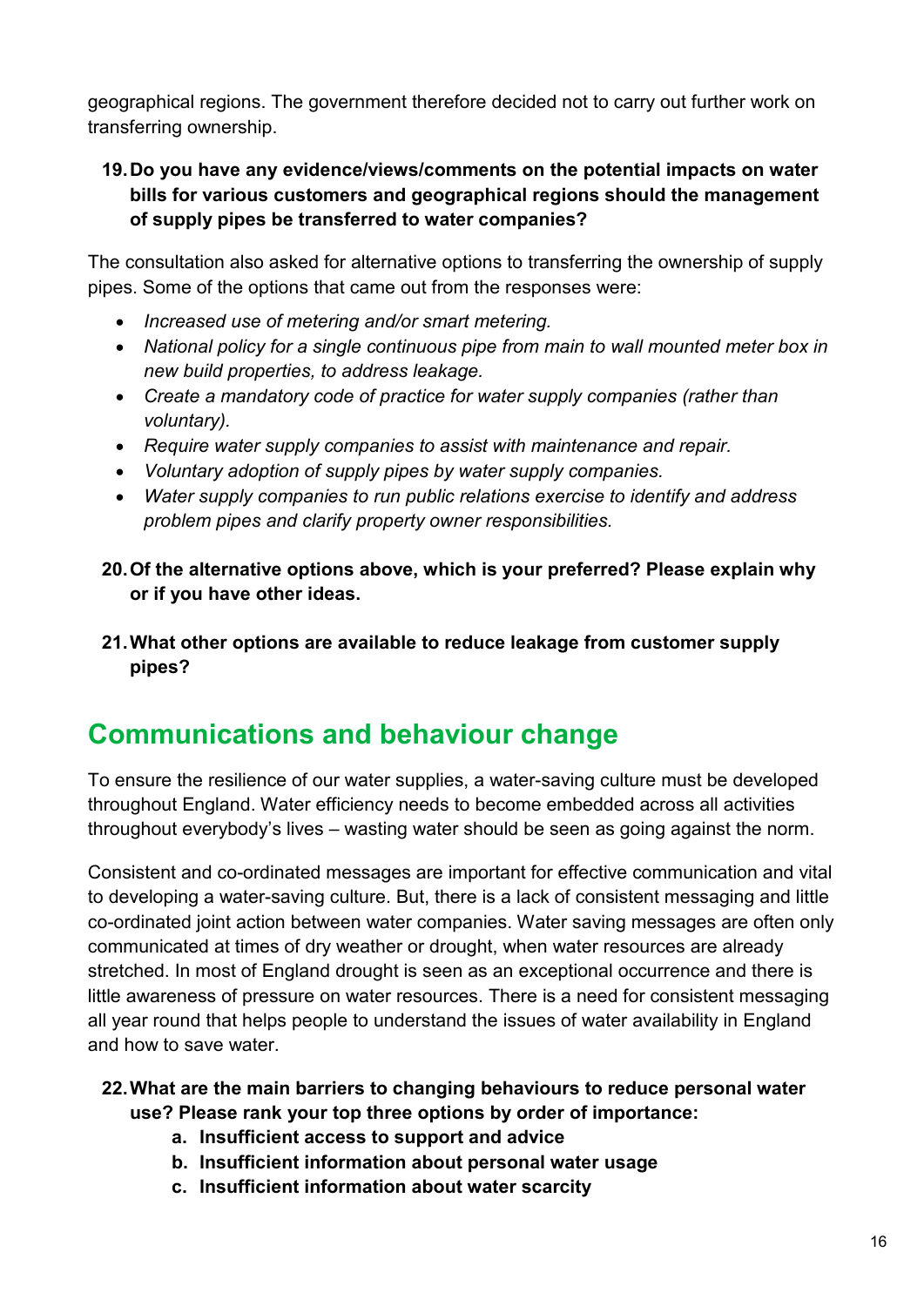geographical regions. The government therefore decided not to carry out further work on transferring ownership.

**19. Do you have any evidence/views/comments on the potential impacts on water bills for various customers and geographical regions should the management of supply pipes be transferred to water companies?**

The consultation also asked for alternative options to transferring the ownership of supply pipes. Some of the options that came out from the responses were:

- *Increased use of metering and/or smart metering.*
- *National policy for a single continuous pipe from main to wall mounted meter box in new build properties, to address leakage.*
- *Create a mandatory code of practice for water supply companies (rather than voluntary).*
- *Require water supply companies to assist with maintenance and repair.*
- *Voluntary adoption of supply pipes by water supply companies.*
- *Water supply companies to run public relations exercise to identify and address problem pipes and clarify property owner responsibilities.*

**20. Of the alternative options above, which is your preferred? Please explain why or if you have other ideas.**

**21. What other options are available to reduce leakage from customer supply pipes?**

## Communications and behaviour change

To ensure the resilience of our water supplies, a water-saving culture must be developed throughout England. Water efficiency needs to become embedded across all activities throughout everybody's lives – wasting water should be seen as going against the norm.

Consistent and co-ordinated messages are important for effective communication and vital to developing a water-saving culture. But, there is a lack of consistent messaging and little co-ordinated joint action between water companies. Water saving messages are often only communicated at times of dry weather or drought, when water resources are already stretched. In most of England drought is seen as an exceptional occurrence and there is little awareness of pressure on water resources. There is a need for consistent messaging all year round that helps people to understand the issues of water availability in England and how to save water.

**22. What are the main barriers to changing behaviours to reduce personal water use? Please rank your top three options by order of importance:**

   **a. Insufficient access to support and advice**
   **b. Insufficient information about personal water usage**
   **c. Insufficient information about water scarcity**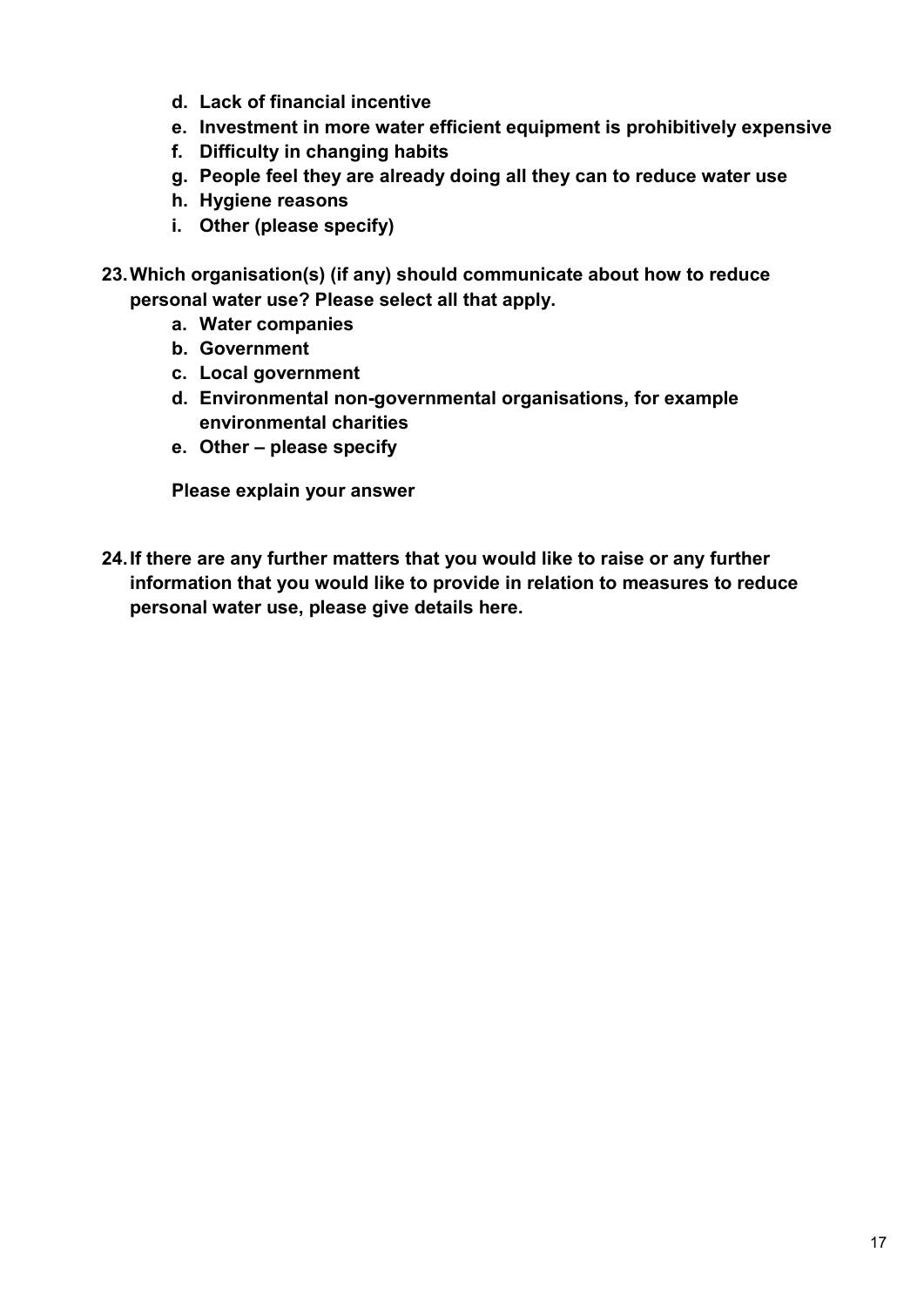- **d. Lack of financial incentive**
  - **e. Investment in more water efficient equipment is prohibitively expensive**
  - **f. Difficulty in changing habits**
  - **g. People feel they are already doing all they can to reduce water use**
  - **h. Hygiene reasons**
  - **i. Other (please specify)**

**23. Which organisation(s) (if any) should communicate about how to reduce personal water use? Please select all that apply.**

  - **a. Water companies**
  - **b. Government**
  - **c. Local government**
  - **d. Environmental non-governmental organisations, for example environmental charities**
  - **e. Other – please specify**

  **Please explain your answer**

**24. If there are any further matters that you would like to raise or any further information that you would like to provide in relation to measures to reduce personal water use, please give details here.**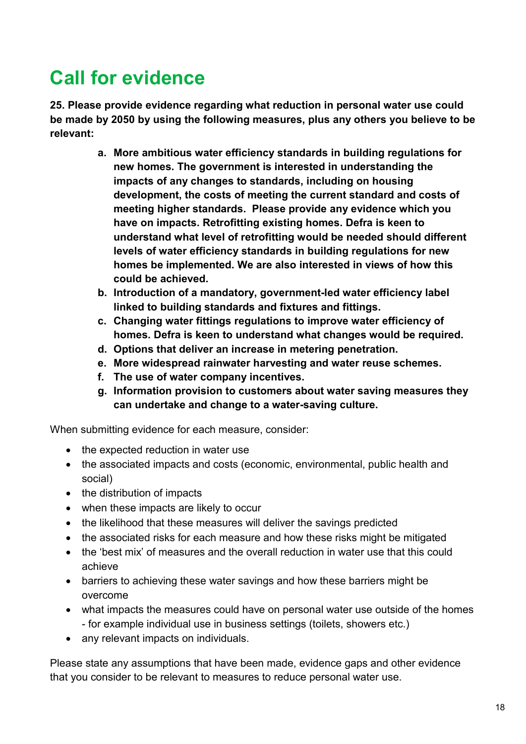# Call for evidence

**25. Please provide evidence regarding what reduction in personal water use could be made by 2050 by using the following measures, plus any others you believe to be relevant:**

a. **More ambitious water efficiency standards in building regulations for new homes. The government is interested in understanding the impacts of any changes to standards, including on housing development, the costs of meeting the current standard and costs of meeting higher standards. Please provide any evidence which you have on impacts. Retrofitting existing homes. Defra is keen to understand what level of retrofitting would be needed should different levels of water efficiency standards in building regulations for new homes be implemented. We are also interested in views of how this could be achieved.**
b. **Introduction of a mandatory, government-led water efficiency label linked to building standards and fixtures and fittings.**
c. **Changing water fittings regulations to improve water efficiency of homes. Defra is keen to understand what changes would be required.**
d. **Options that deliver an increase in metering penetration.**
e. **More widespread rainwater harvesting and water reuse schemes.**
f. **The use of water company incentives.**
g. **Information provision to customers about water saving measures they can undertake and change to a water-saving culture.**

When submitting evidence for each measure, consider:

- the expected reduction in water use
- the associated impacts and costs (economic, environmental, public health and social)
- the distribution of impacts
- when these impacts are likely to occur
- the likelihood that these measures will deliver the savings predicted
- the associated risks for each measure and how these risks might be mitigated
- the 'best mix' of measures and the overall reduction in water use that this could achieve
- barriers to achieving these water savings and how these barriers might be overcome
- what impacts the measures could have on personal water use outside of the homes - for example individual use in business settings (toilets, showers etc.)
- any relevant impacts on individuals.

Please state any assumptions that have been made, evidence gaps and other evidence that you consider to be relevant to measures to reduce personal water use.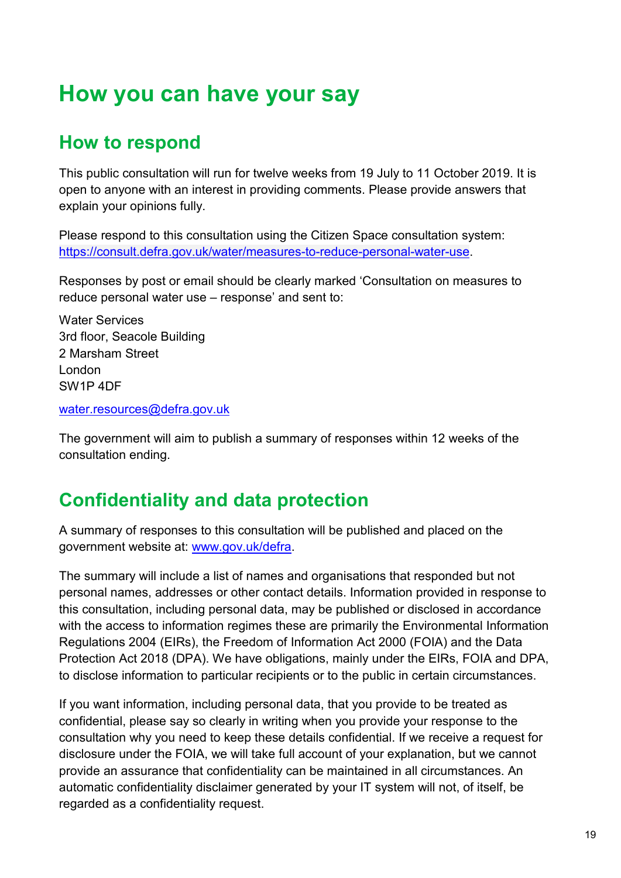# How you can have your say

## How to respond

This public consultation will run for twelve weeks from 19 July to 11 October 2019. It is open to anyone with an interest in providing comments. Please provide answers that explain your opinions fully.

Please respond to this consultation using the Citizen Space consultation system: https://consult.defra.gov.uk/water/measures-to-reduce-personal-water-use.

Responses by post or email should be clearly marked 'Consultation on measures to reduce personal water use – response' and sent to:

Water Services
3rd floor, Seacole Building
2 Marsham Street
London
SW1P 4DF

water.resources@defra.gov.uk

The government will aim to publish a summary of responses within 12 weeks of the consultation ending.

## Confidentiality and data protection

A summary of responses to this consultation will be published and placed on the government website at: www.gov.uk/defra.

The summary will include a list of names and organisations that responded but not personal names, addresses or other contact details. Information provided in response to this consultation, including personal data, may be published or disclosed in accordance with the access to information regimes these are primarily the Environmental Information Regulations 2004 (EIRs), the Freedom of Information Act 2000 (FOIA) and the Data Protection Act 2018 (DPA). We have obligations, mainly under the EIRs, FOIA and DPA, to disclose information to particular recipients or to the public in certain circumstances.

If you want information, including personal data, that you provide to be treated as confidential, please say so clearly in writing when you provide your response to the consultation why you need to keep these details confidential. If we receive a request for disclosure under the FOIA, we will take full account of your explanation, but we cannot provide an assurance that confidentiality can be maintained in all circumstances. An automatic confidentiality disclaimer generated by your IT system will not, of itself, be regarded as a confidentiality request.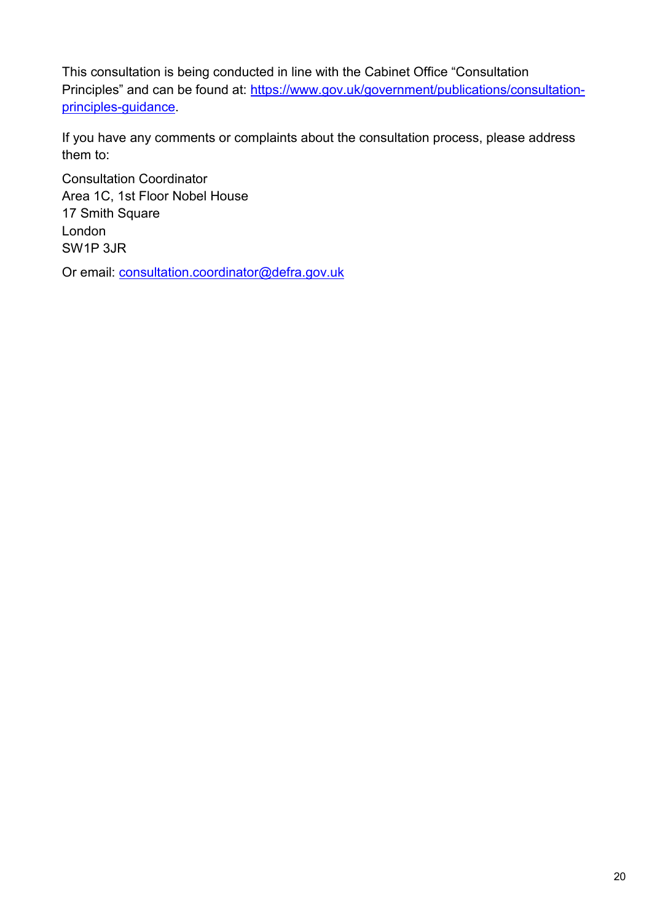This consultation is being conducted in line with the Cabinet Office "Consultation Principles" and can be found at: [https://www.gov.uk/government/publications/consultation-principles-guidance](https://www.gov.uk/government/publications/consultation-principles-guidance).

If you have any comments or complaints about the consultation process, please address them to:

Consultation Coordinator
Area 1C, 1st Floor Nobel House
17 Smith Square
London
SW1P 3JR

Or email: [consultation.coordinator@defra.gov.uk](mailto:consultation.coordinator@defra.gov.uk)